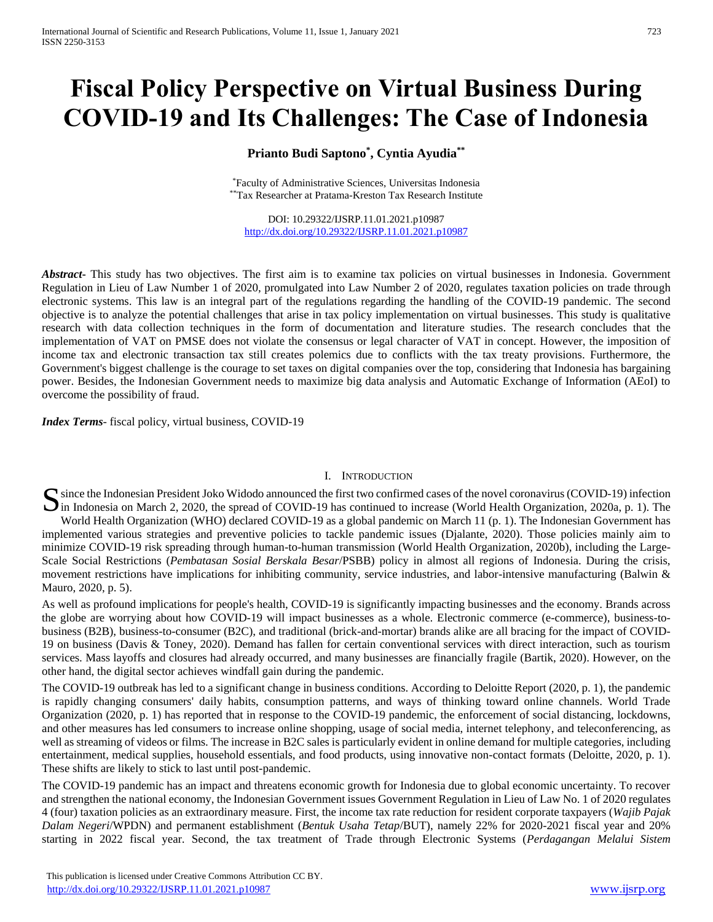# Fiscal Policy Perspective on Virtual Business During COVID-19 and Its Challenges: The Case of Indonesia

**Prianto Budi Saptono[*], Cyntia Ayudia[**]**

[*]Faculty of Administrative Sciences, Universitas Indonesia
[**]Tax Researcher at Pratama-Kreston Tax Research Institute

DOI: 10.29322/IJSRP.11.01.2021.p10987
http://dx.doi.org/10.29322/IJSRP.11.01.2021.p10987

***Abstract***- This study has two objectives. The first aim is to examine tax policies on virtual businesses in Indonesia. Government Regulation in Lieu of Law Number 1 of 2020, promulgated into Law Number 2 of 2020, regulates taxation policies on trade through electronic systems. This law is an integral part of the regulations regarding the handling of the COVID-19 pandemic. The second objective is to analyze the potential challenges that arise in tax policy implementation on virtual businesses. This study is qualitative research with data collection techniques in the form of documentation and literature studies. The research concludes that the implementation of VAT on PMSE does not violate the consensus or legal character of VAT in concept. However, the imposition of income tax and electronic transaction tax still creates polemics due to conflicts with the tax treaty provisions. Furthermore, the Government's biggest challenge is the courage to set taxes on digital companies over the top, considering that Indonesia has bargaining power. Besides, the Indonesian Government needs to maximize big data analysis and Automatic Exchange of Information (AEoI) to overcome the possibility of fraud.

***Index Terms***- fiscal policy, virtual business, COVID-19

## I. Introduction

Since the Indonesian President Joko Widodo announced the first two confirmed cases of the novel coronavirus (COVID-19) infection in Indonesia on March 2, 2020, the spread of COVID-19 has continued to increase (World Health Organization, 2020a, p. 1). The World Health Organization (WHO) declared COVID-19 as a global pandemic on March 11 (p. 1). The Indonesian Government has implemented various strategies and preventive policies to tackle pandemic issues (Djalante, 2020). Those policies mainly aim to minimize COVID-19 risk spreading through human-to-human transmission (World Health Organization, 2020b), including the Large-Scale Social Restrictions (*Pembatasan Sosial Berskala Besar*/PSBB) policy in almost all regions of Indonesia. During the crisis, movement restrictions have implications for inhibiting community, service industries, and labor-intensive manufacturing (Balwin & Mauro, 2020, p. 5).

As well as profound implications for people's health, COVID-19 is significantly impacting businesses and the economy. Brands across the globe are worrying about how COVID-19 will impact businesses as a whole. Electronic commerce (e-commerce), business-to-business (B2B), business-to-consumer (B2C), and traditional (brick-and-mortar) brands alike are all bracing for the impact of COVID-19 on business (Davis & Toney, 2020). Demand has fallen for certain conventional services with direct interaction, such as tourism services. Mass layoffs and closures had already occurred, and many businesses are financially fragile (Bartik, 2020). However, on the other hand, the digital sector achieves windfall gain during the pandemic.

The COVID-19 outbreak has led to a significant change in business conditions. According to Deloitte Report (2020, p. 1), the pandemic is rapidly changing consumers' daily habits, consumption patterns, and ways of thinking toward online channels. World Trade Organization (2020, p. 1) has reported that in response to the COVID-19 pandemic, the enforcement of social distancing, lockdowns, and other measures has led consumers to increase online shopping, usage of social media, internet telephony, and teleconferencing, as well as streaming of videos or films. The increase in B2C sales is particularly evident in online demand for multiple categories, including entertainment, medical supplies, household essentials, and food products, using innovative non-contact formats (Deloitte, 2020, p. 1). These shifts are likely to stick to last until post-pandemic.

The COVID-19 pandemic has an impact and threatens economic growth for Indonesia due to global economic uncertainty. To recover and strengthen the national economy, the Indonesian Government issues Government Regulation in Lieu of Law No. 1 of 2020 regulates 4 (four) taxation policies as an extraordinary measure. First, the income tax rate reduction for resident corporate taxpayers (*Wajib Pajak Dalam Negeri*/WPDN) and permanent establishment (*Bentuk Usaha Tetap*/BUT), namely 22% for 2020-2021 fiscal year and 20% starting in 2022 fiscal year. Second, the tax treatment of Trade through Electronic Systems (*Perdagangan Melalui Sistem*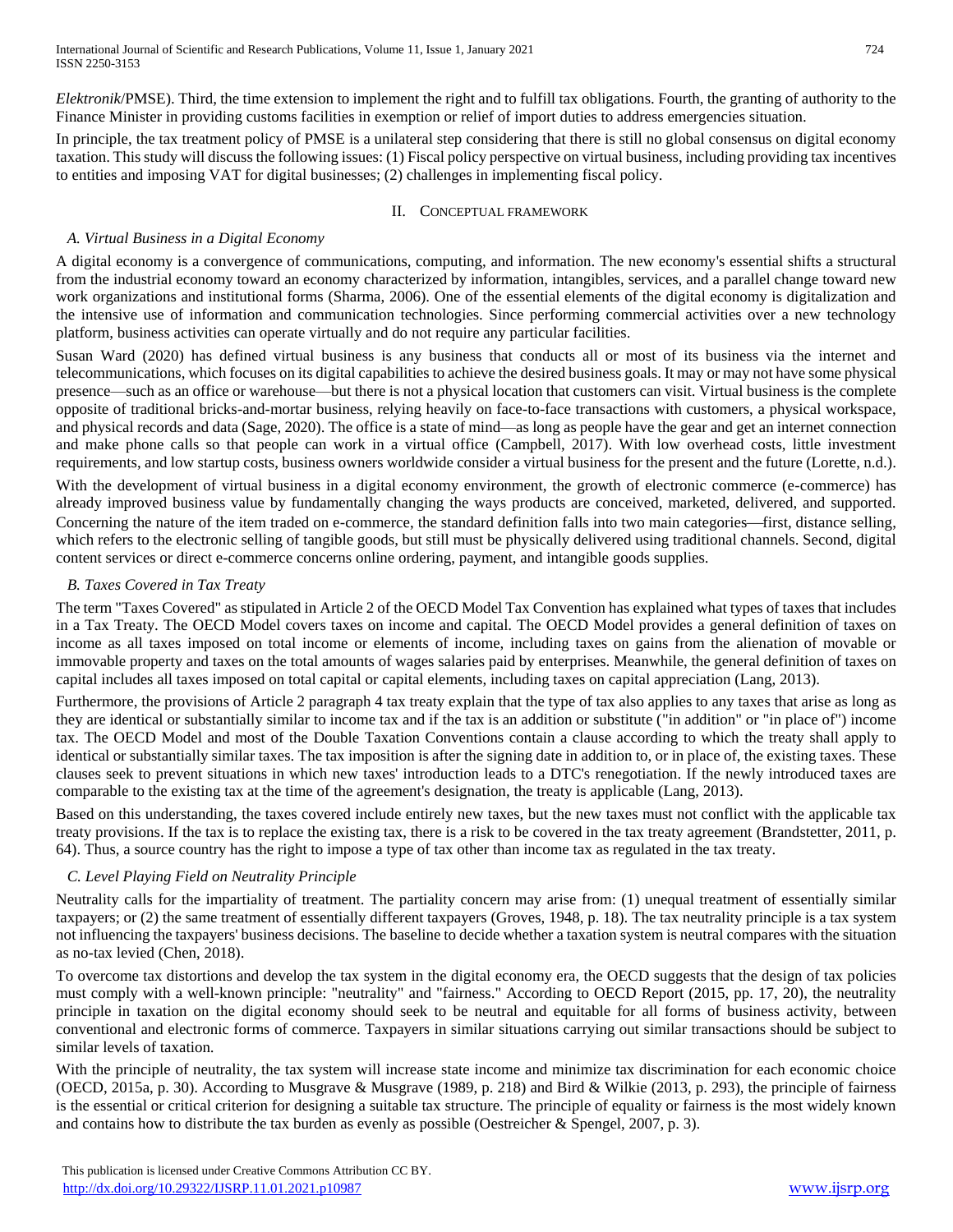*Elektronik*/PMSE). Third, the time extension to implement the right and to fulfill tax obligations. Fourth, the granting of authority to the Finance Minister in providing customs facilities in exemption or relief of import duties to address emergencies situation.

In principle, the tax treatment policy of PMSE is a unilateral step considering that there is still no global consensus on digital economy taxation. This study will discuss the following issues: (1) Fiscal policy perspective on virtual business, including providing tax incentives to entities and imposing VAT for digital businesses; (2) challenges in implementing fiscal policy.

## II. Conceptual Framework

### A. Virtual Business in a Digital Economy

A digital economy is a convergence of communications, computing, and information. The new economy's essential shifts a structural from the industrial economy toward an economy characterized by information, intangibles, services, and a parallel change toward new work organizations and institutional forms (Sharma, 2006). One of the essential elements of the digital economy is digitalization and the intensive use of information and communication technologies. Since performing commercial activities over a new technology platform, business activities can operate virtually and do not require any particular facilities.

Susan Ward (2020) has defined virtual business is any business that conducts all or most of its business via the internet and telecommunications, which focuses on its digital capabilities to achieve the desired business goals. It may or may not have some physical presence—such as an office or warehouse—but there is not a physical location that customers can visit. Virtual business is the complete opposite of traditional bricks-and-mortar business, relying heavily on face-to-face transactions with customers, a physical workspace, and physical records and data (Sage, 2020). The office is a state of mind—as long as people have the gear and get an internet connection and make phone calls so that people can work in a virtual office (Campbell, 2017). With low overhead costs, little investment requirements, and low startup costs, business owners worldwide consider a virtual business for the present and the future (Lorette, n.d.).

With the development of virtual business in a digital economy environment, the growth of electronic commerce (e-commerce) has already improved business value by fundamentally changing the ways products are conceived, marketed, delivered, and supported. Concerning the nature of the item traded on e-commerce, the standard definition falls into two main categories—first, distance selling, which refers to the electronic selling of tangible goods, but still must be physically delivered using traditional channels. Second, digital content services or direct e-commerce concerns online ordering, payment, and intangible goods supplies.

### B. Taxes Covered in Tax Treaty

The term "Taxes Covered" as stipulated in Article 2 of the OECD Model Tax Convention has explained what types of taxes that includes in a Tax Treaty. The OECD Model covers taxes on income and capital. The OECD Model provides a general definition of taxes on income as all taxes imposed on total income or elements of income, including taxes on gains from the alienation of movable or immovable property and taxes on the total amounts of wages salaries paid by enterprises. Meanwhile, the general definition of taxes on capital includes all taxes imposed on total capital or capital elements, including taxes on capital appreciation (Lang, 2013).

Furthermore, the provisions of Article 2 paragraph 4 tax treaty explain that the type of tax also applies to any taxes that arise as long as they are identical or substantially similar to income tax and if the tax is an addition or substitute ("in addition" or "in place of") income tax. The OECD Model and most of the Double Taxation Conventions contain a clause according to which the treaty shall apply to identical or substantially similar taxes. The tax imposition is after the signing date in addition to, or in place of, the existing taxes. These clauses seek to prevent situations in which new taxes' introduction leads to a DTC's renegotiation. If the newly introduced taxes are comparable to the existing tax at the time of the agreement's designation, the treaty is applicable (Lang, 2013).

Based on this understanding, the taxes covered include entirely new taxes, but the new taxes must not conflict with the applicable tax treaty provisions. If the tax is to replace the existing tax, there is a risk to be covered in the tax treaty agreement (Brandstetter, 2011, p. 64). Thus, a source country has the right to impose a type of tax other than income tax as regulated in the tax treaty.

### C. Level Playing Field on Neutrality Principle

Neutrality calls for the impartiality of treatment. The partiality concern may arise from: (1) unequal treatment of essentially similar taxpayers; or (2) the same treatment of essentially different taxpayers (Groves, 1948, p. 18). The tax neutrality principle is a tax system not influencing the taxpayers' business decisions. The baseline to decide whether a taxation system is neutral compares with the situation as no-tax levied (Chen, 2018).

To overcome tax distortions and develop the tax system in the digital economy era, the OECD suggests that the design of tax policies must comply with a well-known principle: "neutrality" and "fairness." According to OECD Report (2015, pp. 17, 20), the neutrality principle in taxation on the digital economy should seek to be neutral and equitable for all forms of business activity, between conventional and electronic forms of commerce. Taxpayers in similar situations carrying out similar transactions should be subject to similar levels of taxation.

With the principle of neutrality, the tax system will increase state income and minimize tax discrimination for each economic choice (OECD, 2015a, p. 30). According to Musgrave & Musgrave (1989, p. 218) and Bird & Wilkie (2013, p. 293), the principle of fairness is the essential or critical criterion for designing a suitable tax structure. The principle of equality or fairness is the most widely known and contains how to distribute the tax burden as evenly as possible (Oestreicher & Spengel, 2007, p. 3).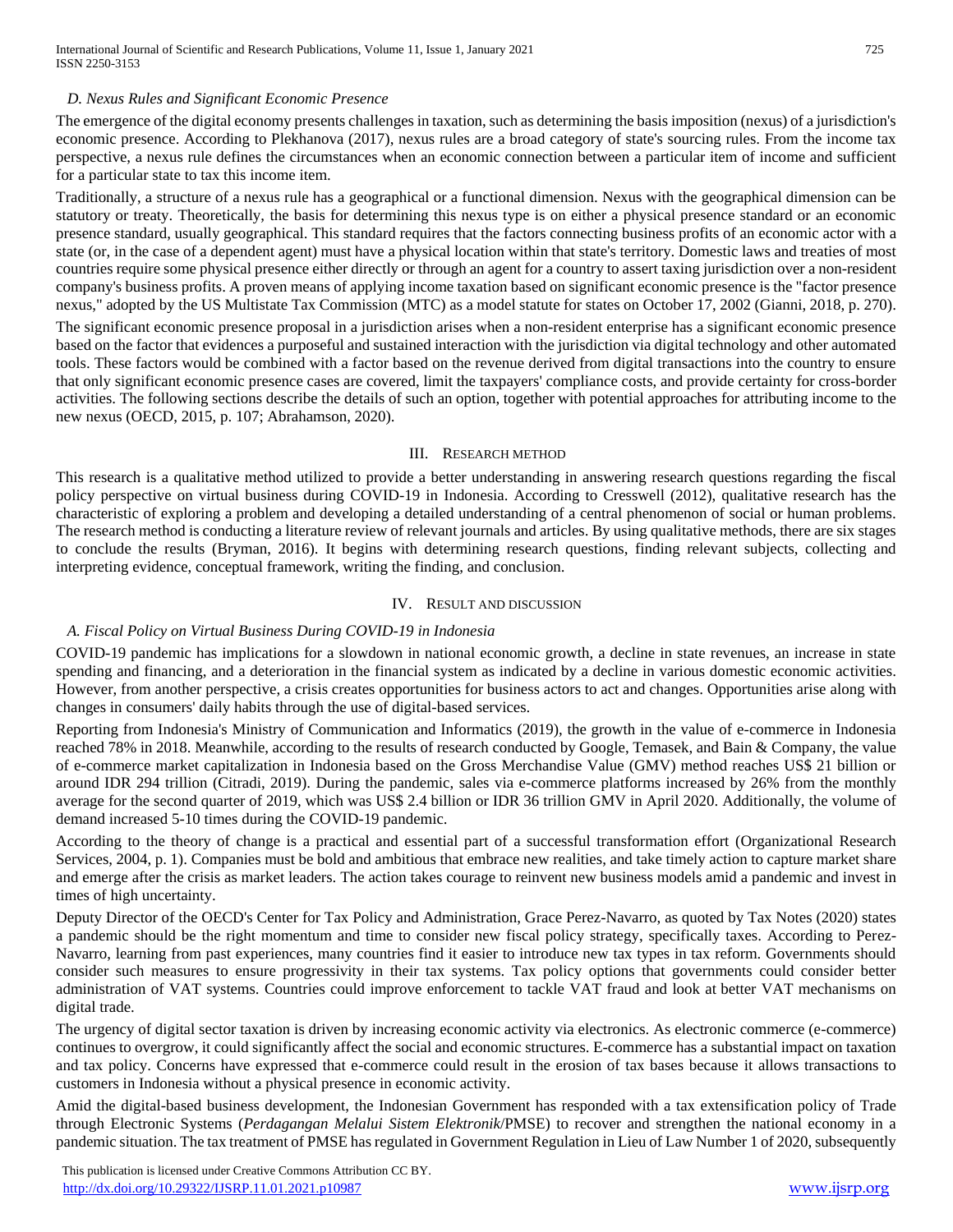### D. Nexus Rules and Significant Economic Presence

The emergence of the digital economy presents challenges in taxation, such as determining the basis imposition (nexus) of a jurisdiction's economic presence. According to Plekhanova (2017), nexus rules are a broad category of state's sourcing rules. From the income tax perspective, a nexus rule defines the circumstances when an economic connection between a particular item of income and sufficient for a particular state to tax this income item.

Traditionally, a structure of a nexus rule has a geographical or a functional dimension. Nexus with the geographical dimension can be statutory or treaty. Theoretically, the basis for determining this nexus type is on either a physical presence standard or an economic presence standard, usually geographical. This standard requires that the factors connecting business profits of an economic actor with a state (or, in the case of a dependent agent) must have a physical location within that state's territory. Domestic laws and treaties of most countries require some physical presence either directly or through an agent for a country to assert taxing jurisdiction over a non-resident company's business profits. A proven means of applying income taxation based on significant economic presence is the "factor presence nexus," adopted by the US Multistate Tax Commission (MTC) as a model statute for states on October 17, 2002 (Gianni, 2018, p. 270).

The significant economic presence proposal in a jurisdiction arises when a non-resident enterprise has a significant economic presence based on the factor that evidences a purposeful and sustained interaction with the jurisdiction via digital technology and other automated tools. These factors would be combined with a factor based on the revenue derived from digital transactions into the country to ensure that only significant economic presence cases are covered, limit the taxpayers' compliance costs, and provide certainty for cross-border activities. The following sections describe the details of such an option, together with potential approaches for attributing income to the new nexus (OECD, 2015, p. 107; Abrahamson, 2020).

## III. Research Method

This research is a qualitative method utilized to provide a better understanding in answering research questions regarding the fiscal policy perspective on virtual business during COVID-19 in Indonesia. According to Cresswell (2012), qualitative research has the characteristic of exploring a problem and developing a detailed understanding of a central phenomenon of social or human problems. The research method is conducting a literature review of relevant journals and articles. By using qualitative methods, there are six stages to conclude the results (Bryman, 2016). It begins with determining research questions, finding relevant subjects, collecting and interpreting evidence, conceptual framework, writing the finding, and conclusion.

## IV. Result and Discussion

### A. Fiscal Policy on Virtual Business During COVID-19 in Indonesia

COVID-19 pandemic has implications for a slowdown in national economic growth, a decline in state revenues, an increase in state spending and financing, and a deterioration in the financial system as indicated by a decline in various domestic economic activities. However, from another perspective, a crisis creates opportunities for business actors to act and changes. Opportunities arise along with changes in consumers' daily habits through the use of digital-based services.

Reporting from Indonesia's Ministry of Communication and Informatics (2019), the growth in the value of e-commerce in Indonesia reached 78% in 2018. Meanwhile, according to the results of research conducted by Google, Temasek, and Bain & Company, the value of e-commerce market capitalization in Indonesia based on the Gross Merchandise Value (GMV) method reaches US$ 21 billion or around IDR 294 trillion (Citradi, 2019). During the pandemic, sales via e-commerce platforms increased by 26% from the monthly average for the second quarter of 2019, which was US$ 2.4 billion or IDR 36 trillion GMV in April 2020. Additionally, the volume of demand increased 5-10 times during the COVID-19 pandemic.

According to the theory of change is a practical and essential part of a successful transformation effort (Organizational Research Services, 2004, p. 1). Companies must be bold and ambitious that embrace new realities, and take timely action to capture market share and emerge after the crisis as market leaders. The action takes courage to reinvent new business models amid a pandemic and invest in times of high uncertainty.

Deputy Director of the OECD's Center for Tax Policy and Administration, Grace Perez-Navarro, as quoted by Tax Notes (2020) states a pandemic should be the right momentum and time to consider new fiscal policy strategy, specifically taxes. According to Perez-Navarro, learning from past experiences, many countries find it easier to introduce new tax types in tax reform. Governments should consider such measures to ensure progressivity in their tax systems. Tax policy options that governments could consider better administration of VAT systems. Countries could improve enforcement to tackle VAT fraud and look at better VAT mechanisms on digital trade.

The urgency of digital sector taxation is driven by increasing economic activity via electronics. As electronic commerce (e-commerce) continues to overgrow, it could significantly affect the social and economic structures. E-commerce has a substantial impact on taxation and tax policy. Concerns have expressed that e-commerce could result in the erosion of tax bases because it allows transactions to customers in Indonesia without a physical presence in economic activity.

Amid the digital-based business development, the Indonesian Government has responded with a tax extensification policy of Trade through Electronic Systems (*Perdagangan Melalui Sistem Elektronik*/PMSE) to recover and strengthen the national economy in a pandemic situation. The tax treatment of PMSE has regulated in Government Regulation in Lieu of Law Number 1 of 2020, subsequently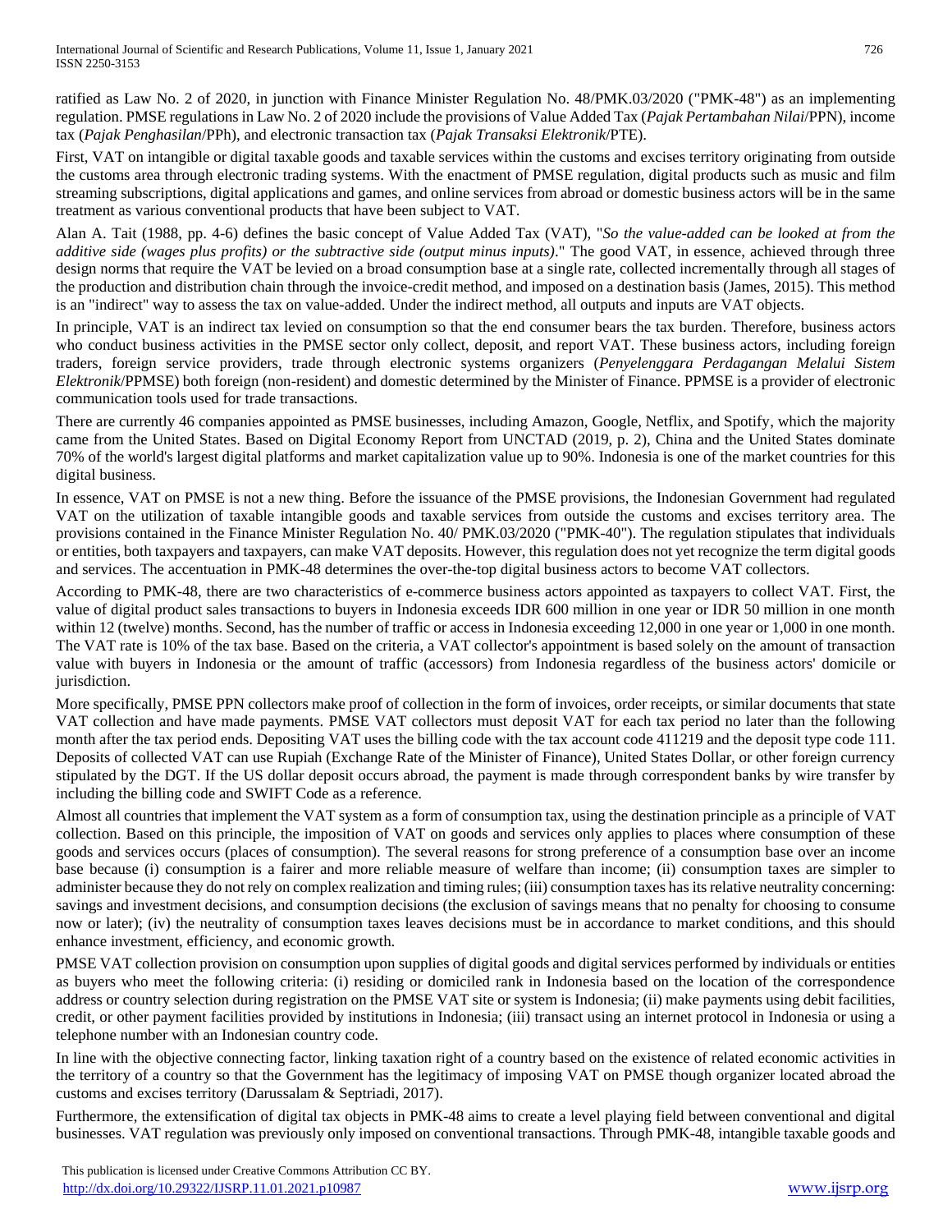ratified as Law No. 2 of 2020, in junction with Finance Minister Regulation No. 48/PMK.03/2020 ("PMK-48") as an implementing regulation. PMSE regulations in Law No. 2 of 2020 include the provisions of Value Added Tax (*Pajak Pertambahan Nilai*/PPN), income tax (*Pajak Penghasilan*/PPh), and electronic transaction tax (*Pajak Transaksi Elektronik*/PTE).

First, VAT on intangible or digital taxable goods and taxable services within the customs and excises territory originating from outside the customs area through electronic trading systems. With the enactment of PMSE regulation, digital products such as music and film streaming subscriptions, digital applications and games, and online services from abroad or domestic business actors will be in the same treatment as various conventional products that have been subject to VAT.

Alan A. Tait (1988, pp. 4-6) defines the basic concept of Value Added Tax (VAT), "*So the value-added can be looked at from the additive side (wages plus profits) or the subtractive side (output minus inputs)*." The good VAT, in essence, achieved through three design norms that require the VAT be levied on a broad consumption base at a single rate, collected incrementally through all stages of the production and distribution chain through the invoice-credit method, and imposed on a destination basis (James, 2015). This method is an "indirect" way to assess the tax on value-added. Under the indirect method, all outputs and inputs are VAT objects.

In principle, VAT is an indirect tax levied on consumption so that the end consumer bears the tax burden. Therefore, business actors who conduct business activities in the PMSE sector only collect, deposit, and report VAT. These business actors, including foreign traders, foreign service providers, trade through electronic systems organizers (*Penyelenggara Perdagangan Melalui Sistem Elektronik*/PPMSE) both foreign (non-resident) and domestic determined by the Minister of Finance. PPMSE is a provider of electronic communication tools used for trade transactions.

There are currently 46 companies appointed as PMSE businesses, including Amazon, Google, Netflix, and Spotify, which the majority came from the United States. Based on Digital Economy Report from UNCTAD (2019, p. 2), China and the United States dominate 70% of the world's largest digital platforms and market capitalization value up to 90%. Indonesia is one of the market countries for this digital business.

In essence, VAT on PMSE is not a new thing. Before the issuance of the PMSE provisions, the Indonesian Government had regulated VAT on the utilization of taxable intangible goods and taxable services from outside the customs and excises territory area. The provisions contained in the Finance Minister Regulation No. 40/ PMK.03/2020 ("PMK-40"). The regulation stipulates that individuals or entities, both taxpayers and taxpayers, can make VAT deposits. However, this regulation does not yet recognize the term digital goods and services. The accentuation in PMK-48 determines the over-the-top digital business actors to become VAT collectors.

According to PMK-48, there are two characteristics of e-commerce business actors appointed as taxpayers to collect VAT. First, the value of digital product sales transactions to buyers in Indonesia exceeds IDR 600 million in one year or IDR 50 million in one month within 12 (twelve) months. Second, has the number of traffic or access in Indonesia exceeding 12,000 in one year or 1,000 in one month. The VAT rate is 10% of the tax base. Based on the criteria, a VAT collector's appointment is based solely on the amount of transaction value with buyers in Indonesia or the amount of traffic (accessors) from Indonesia regardless of the business actors' domicile or jurisdiction.

More specifically, PMSE PPN collectors make proof of collection in the form of invoices, order receipts, or similar documents that state VAT collection and have made payments. PMSE VAT collectors must deposit VAT for each tax period no later than the following month after the tax period ends. Depositing VAT uses the billing code with the tax account code 411219 and the deposit type code 111. Deposits of collected VAT can use Rupiah (Exchange Rate of the Minister of Finance), United States Dollar, or other foreign currency stipulated by the DGT. If the US dollar deposit occurs abroad, the payment is made through correspondent banks by wire transfer by including the billing code and SWIFT Code as a reference.

Almost all countries that implement the VAT system as a form of consumption tax, using the destination principle as a principle of VAT collection. Based on this principle, the imposition of VAT on goods and services only applies to places where consumption of these goods and services occurs (places of consumption). The several reasons for strong preference of a consumption base over an income base because (i) consumption is a fairer and more reliable measure of welfare than income; (ii) consumption taxes are simpler to administer because they do not rely on complex realization and timing rules; (iii) consumption taxes has its relative neutrality concerning: savings and investment decisions, and consumption decisions (the exclusion of savings means that no penalty for choosing to consume now or later); (iv) the neutrality of consumption taxes leaves decisions must be in accordance to market conditions, and this should enhance investment, efficiency, and economic growth.

PMSE VAT collection provision on consumption upon supplies of digital goods and digital services performed by individuals or entities as buyers who meet the following criteria: (i) residing or domiciled rank in Indonesia based on the location of the correspondence address or country selection during registration on the PMSE VAT site or system is Indonesia; (ii) make payments using debit facilities, credit, or other payment facilities provided by institutions in Indonesia; (iii) transact using an internet protocol in Indonesia or using a telephone number with an Indonesian country code.

In line with the objective connecting factor, linking taxation right of a country based on the existence of related economic activities in the territory of a country so that the Government has the legitimacy of imposing VAT on PMSE though organizer located abroad the customs and excises territory (Darussalam & Septriadi, 2017).

Furthermore, the extensification of digital tax objects in PMK-48 aims to create a level playing field between conventional and digital businesses. VAT regulation was previously only imposed on conventional transactions. Through PMK-48, intangible taxable goods and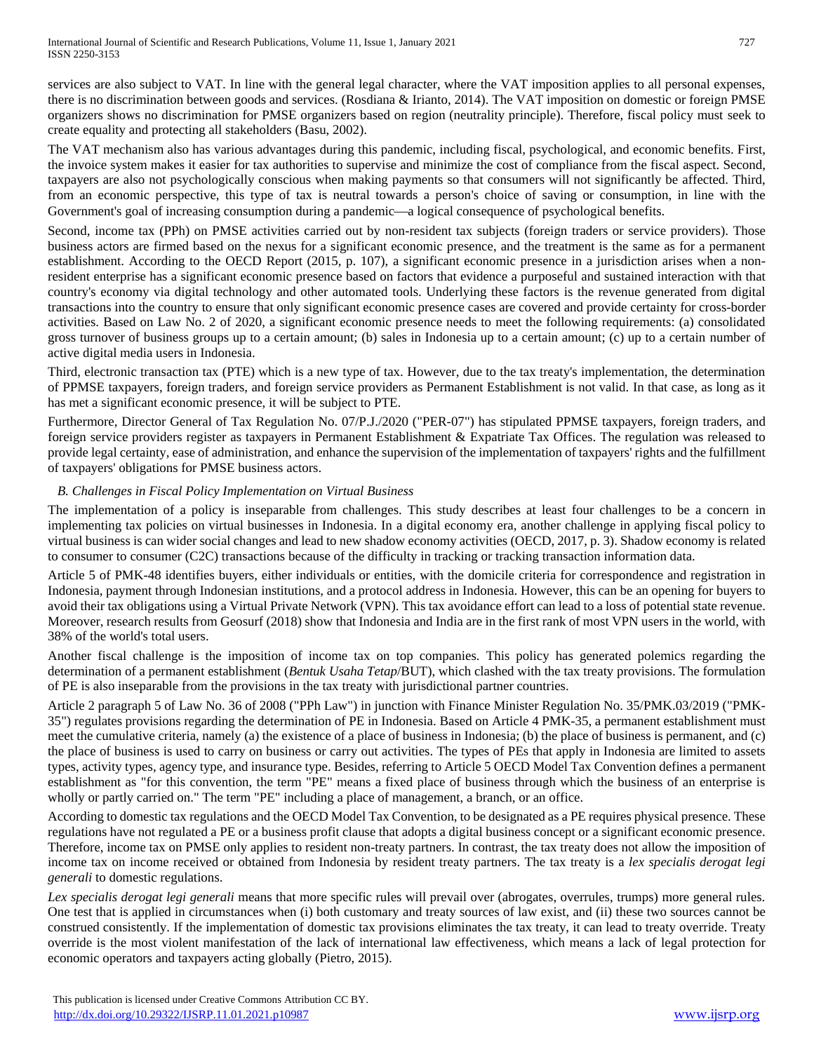services are also subject to VAT. In line with the general legal character, where the VAT imposition applies to all personal expenses, there is no discrimination between goods and services. (Rosdiana & Irianto, 2014). The VAT imposition on domestic or foreign PMSE organizers shows no discrimination for PMSE organizers based on region (neutrality principle). Therefore, fiscal policy must seek to create equality and protecting all stakeholders (Basu, 2002).

The VAT mechanism also has various advantages during this pandemic, including fiscal, psychological, and economic benefits. First, the invoice system makes it easier for tax authorities to supervise and minimize the cost of compliance from the fiscal aspect. Second, taxpayers are also not psychologically conscious when making payments so that consumers will not significantly be affected. Third, from an economic perspective, this type of tax is neutral towards a person's choice of saving or consumption, in line with the Government's goal of increasing consumption during a pandemic—a logical consequence of psychological benefits.

Second, income tax (PPh) on PMSE activities carried out by non-resident tax subjects (foreign traders or service providers). Those business actors are firmed based on the nexus for a significant economic presence, and the treatment is the same as for a permanent establishment. According to the OECD Report (2015, p. 107), a significant economic presence in a jurisdiction arises when a non-resident enterprise has a significant economic presence based on factors that evidence a purposeful and sustained interaction with that country's economy via digital technology and other automated tools. Underlying these factors is the revenue generated from digital transactions into the country to ensure that only significant economic presence cases are covered and provide certainty for cross-border activities. Based on Law No. 2 of 2020, a significant economic presence needs to meet the following requirements: (a) consolidated gross turnover of business groups up to a certain amount; (b) sales in Indonesia up to a certain amount; (c) up to a certain number of active digital media users in Indonesia.

Third, electronic transaction tax (PTE) which is a new type of tax. However, due to the tax treaty's implementation, the determination of PPMSE taxpayers, foreign traders, and foreign service providers as Permanent Establishment is not valid. In that case, as long as it has met a significant economic presence, it will be subject to PTE.

Furthermore, Director General of Tax Regulation No. 07/P.J./2020 ("PER-07") has stipulated PPMSE taxpayers, foreign traders, and foreign service providers register as taxpayers in Permanent Establishment & Expatriate Tax Offices. The regulation was released to provide legal certainty, ease of administration, and enhance the supervision of the implementation of taxpayers' rights and the fulfillment of taxpayers' obligations for PMSE business actors.

### *B. Challenges in Fiscal Policy Implementation on Virtual Business*

The implementation of a policy is inseparable from challenges. This study describes at least four challenges to be a concern in implementing tax policies on virtual businesses in Indonesia. In a digital economy era, another challenge in applying fiscal policy to virtual business is can wider social changes and lead to new shadow economy activities (OECD, 2017, p. 3). Shadow economy is related to consumer to consumer (C2C) transactions because of the difficulty in tracking or tracking transaction information data.

Article 5 of PMK-48 identifies buyers, either individuals or entities, with the domicile criteria for correspondence and registration in Indonesia, payment through Indonesian institutions, and a protocol address in Indonesia. However, this can be an opening for buyers to avoid their tax obligations using a Virtual Private Network (VPN). This tax avoidance effort can lead to a loss of potential state revenue. Moreover, research results from Geosurf (2018) show that Indonesia and India are in the first rank of most VPN users in the world, with 38% of the world's total users.

Another fiscal challenge is the imposition of income tax on top companies. This policy has generated polemics regarding the determination of a permanent establishment (*Bentuk Usaha Tetap*/BUT), which clashed with the tax treaty provisions. The formulation of PE is also inseparable from the provisions in the tax treaty with jurisdictional partner countries.

Article 2 paragraph 5 of Law No. 36 of 2008 ("PPh Law") in junction with Finance Minister Regulation No. 35/PMK.03/2019 ("PMK-35") regulates provisions regarding the determination of PE in Indonesia. Based on Article 4 PMK-35, a permanent establishment must meet the cumulative criteria, namely (a) the existence of a place of business in Indonesia; (b) the place of business is permanent, and (c) the place of business is used to carry on business or carry out activities. The types of PEs that apply in Indonesia are limited to assets types, activity types, agency type, and insurance type. Besides, referring to Article 5 OECD Model Tax Convention defines a permanent establishment as "for this convention, the term "PE" means a fixed place of business through which the business of an enterprise is wholly or partly carried on." The term "PE" including a place of management, a branch, or an office.

According to domestic tax regulations and the OECD Model Tax Convention, to be designated as a PE requires physical presence. These regulations have not regulated a PE or a business profit clause that adopts a digital business concept or a significant economic presence. Therefore, income tax on PMSE only applies to resident non-treaty partners. In contrast, the tax treaty does not allow the imposition of income tax on income received or obtained from Indonesia by resident treaty partners. The tax treaty is a *lex specialis derogat legi generali* to domestic regulations.

*Lex specialis derogat legi generali* means that more specific rules will prevail over (abrogates, overrules, trumps) more general rules. One test that is applied in circumstances when (i) both customary and treaty sources of law exist, and (ii) these two sources cannot be construed consistently. If the implementation of domestic tax provisions eliminates the tax treaty, it can lead to treaty override. Treaty override is the most violent manifestation of the lack of international law effectiveness, which means a lack of legal protection for economic operators and taxpayers acting globally (Pietro, 2015).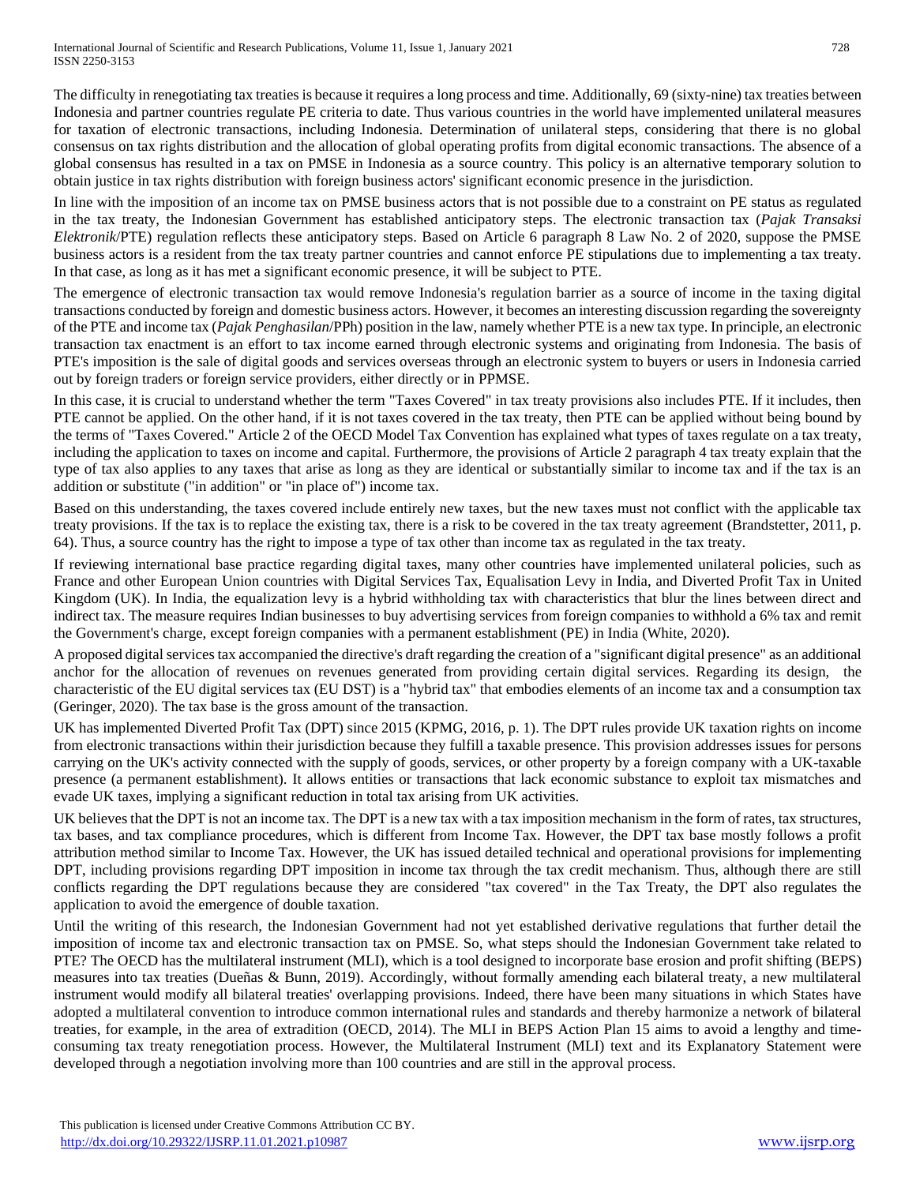The difficulty in renegotiating tax treaties is because it requires a long process and time. Additionally, 69 (sixty-nine) tax treaties between Indonesia and partner countries regulate PE criteria to date. Thus various countries in the world have implemented unilateral measures for taxation of electronic transactions, including Indonesia. Determination of unilateral steps, considering that there is no global consensus on tax rights distribution and the allocation of global operating profits from digital economic transactions. The absence of a global consensus has resulted in a tax on PMSE in Indonesia as a source country. This policy is an alternative temporary solution to obtain justice in tax rights distribution with foreign business actors' significant economic presence in the jurisdiction.

In line with the imposition of an income tax on PMSE business actors that is not possible due to a constraint on PE status as regulated in the tax treaty, the Indonesian Government has established anticipatory steps. The electronic transaction tax (*Pajak Transaksi Elektronik*/PTE) regulation reflects these anticipatory steps. Based on Article 6 paragraph 8 Law No. 2 of 2020, suppose the PMSE business actors is a resident from the tax treaty partner countries and cannot enforce PE stipulations due to implementing a tax treaty. In that case, as long as it has met a significant economic presence, it will be subject to PTE.

The emergence of electronic transaction tax would remove Indonesia's regulation barrier as a source of income in the taxing digital transactions conducted by foreign and domestic business actors. However, it becomes an interesting discussion regarding the sovereignty of the PTE and income tax (*Pajak Penghasilan*/PPh) position in the law, namely whether PTE is a new tax type. In principle, an electronic transaction tax enactment is an effort to tax income earned through electronic systems and originating from Indonesia. The basis of PTE's imposition is the sale of digital goods and services overseas through an electronic system to buyers or users in Indonesia carried out by foreign traders or foreign service providers, either directly or in PPMSE.

In this case, it is crucial to understand whether the term "Taxes Covered" in tax treaty provisions also includes PTE. If it includes, then PTE cannot be applied. On the other hand, if it is not taxes covered in the tax treaty, then PTE can be applied without being bound by the terms of "Taxes Covered." Article 2 of the OECD Model Tax Convention has explained what types of taxes regulate on a tax treaty, including the application to taxes on income and capital. Furthermore, the provisions of Article 2 paragraph 4 tax treaty explain that the type of tax also applies to any taxes that arise as long as they are identical or substantially similar to income tax and if the tax is an addition or substitute ("in addition" or "in place of") income tax.

Based on this understanding, the taxes covered include entirely new taxes, but the new taxes must not conflict with the applicable tax treaty provisions. If the tax is to replace the existing tax, there is a risk to be covered in the tax treaty agreement (Brandstetter, 2011, p. 64). Thus, a source country has the right to impose a type of tax other than income tax as regulated in the tax treaty.

If reviewing international base practice regarding digital taxes, many other countries have implemented unilateral policies, such as France and other European Union countries with Digital Services Tax, Equalisation Levy in India, and Diverted Profit Tax in United Kingdom (UK). In India, the equalization levy is a hybrid withholding tax with characteristics that blur the lines between direct and indirect tax. The measure requires Indian businesses to buy advertising services from foreign companies to withhold a 6% tax and remit the Government's charge, except foreign companies with a permanent establishment (PE) in India (White, 2020).

A proposed digital services tax accompanied the directive's draft regarding the creation of a "significant digital presence" as an additional anchor for the allocation of revenues on revenues generated from providing certain digital services. Regarding its design, the characteristic of the EU digital services tax (EU DST) is a "hybrid tax" that embodies elements of an income tax and a consumption tax (Geringer, 2020). The tax base is the gross amount of the transaction.

UK has implemented Diverted Profit Tax (DPT) since 2015 (KPMG, 2016, p. 1). The DPT rules provide UK taxation rights on income from electronic transactions within their jurisdiction because they fulfill a taxable presence. This provision addresses issues for persons carrying on the UK's activity connected with the supply of goods, services, or other property by a foreign company with a UK-taxable presence (a permanent establishment). It allows entities or transactions that lack economic substance to exploit tax mismatches and evade UK taxes, implying a significant reduction in total tax arising from UK activities.

UK believes that the DPT is not an income tax. The DPT is a new tax with a tax imposition mechanism in the form of rates, tax structures, tax bases, and tax compliance procedures, which is different from Income Tax. However, the DPT tax base mostly follows a profit attribution method similar to Income Tax. However, the UK has issued detailed technical and operational provisions for implementing DPT, including provisions regarding DPT imposition in income tax through the tax credit mechanism. Thus, although there are still conflicts regarding the DPT regulations because they are considered "tax covered" in the Tax Treaty, the DPT also regulates the application to avoid the emergence of double taxation.

Until the writing of this research, the Indonesian Government had not yet established derivative regulations that further detail the imposition of income tax and electronic transaction tax on PMSE. So, what steps should the Indonesian Government take related to PTE? The OECD has the multilateral instrument (MLI), which is a tool designed to incorporate base erosion and profit shifting (BEPS) measures into tax treaties (Dueñas & Bunn, 2019). Accordingly, without formally amending each bilateral treaty, a new multilateral instrument would modify all bilateral treaties' overlapping provisions. Indeed, there have been many situations in which States have adopted a multilateral convention to introduce common international rules and standards and thereby harmonize a network of bilateral treaties, for example, in the area of extradition (OECD, 2014). The MLI in BEPS Action Plan 15 aims to avoid a lengthy and time-consuming tax treaty renegotiation process. However, the Multilateral Instrument (MLI) text and its Explanatory Statement were developed through a negotiation involving more than 100 countries and are still in the approval process.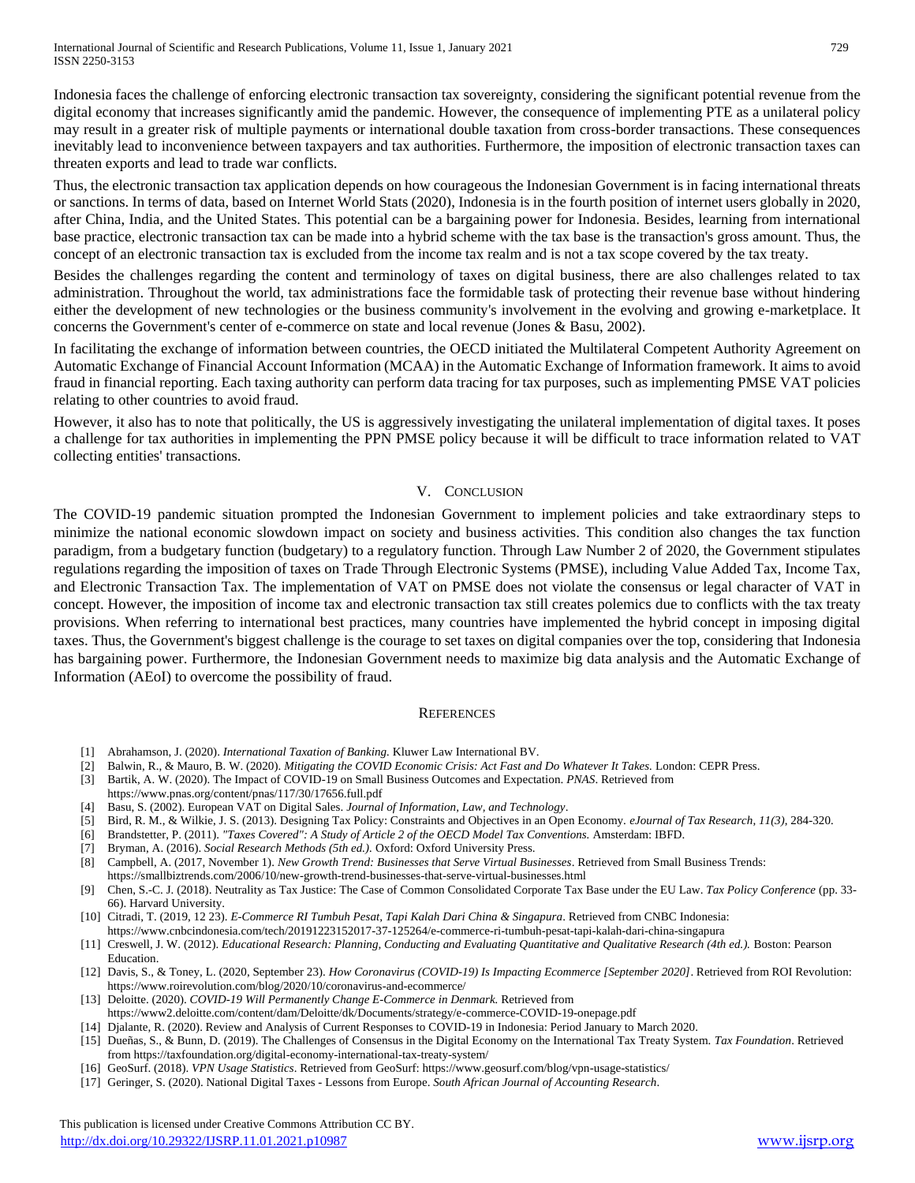Indonesia faces the challenge of enforcing electronic transaction tax sovereignty, considering the significant potential revenue from the digital economy that increases significantly amid the pandemic. However, the consequence of implementing PTE as a unilateral policy may result in a greater risk of multiple payments or international double taxation from cross-border transactions. These consequences inevitably lead to inconvenience between taxpayers and tax authorities. Furthermore, the imposition of electronic transaction taxes can threaten exports and lead to trade war conflicts.

Thus, the electronic transaction tax application depends on how courageous the Indonesian Government is in facing international threats or sanctions. In terms of data, based on Internet World Stats (2020), Indonesia is in the fourth position of internet users globally in 2020, after China, India, and the United States. This potential can be a bargaining power for Indonesia. Besides, learning from international base practice, electronic transaction tax can be made into a hybrid scheme with the tax base is the transaction's gross amount. Thus, the concept of an electronic transaction tax is excluded from the income tax realm and is not a tax scope covered by the tax treaty.

Besides the challenges regarding the content and terminology of taxes on digital business, there are also challenges related to tax administration. Throughout the world, tax administrations face the formidable task of protecting their revenue base without hindering either the development of new technologies or the business community's involvement in the evolving and growing e-marketplace. It concerns the Government's center of e-commerce on state and local revenue (Jones & Basu, 2002).

In facilitating the exchange of information between countries, the OECD initiated the Multilateral Competent Authority Agreement on Automatic Exchange of Financial Account Information (MCAA) in the Automatic Exchange of Information framework. It aims to avoid fraud in financial reporting. Each taxing authority can perform data tracing for tax purposes, such as implementing PMSE VAT policies relating to other countries to avoid fraud.

However, it also has to note that politically, the US is aggressively investigating the unilateral implementation of digital taxes. It poses a challenge for tax authorities in implementing the PPN PMSE policy because it will be difficult to trace information related to VAT collecting entities' transactions.

## V. Conclusion

The COVID-19 pandemic situation prompted the Indonesian Government to implement policies and take extraordinary steps to minimize the national economic slowdown impact on society and business activities. This condition also changes the tax function paradigm, from a budgetary function (budgetary) to a regulatory function. Through Law Number 2 of 2020, the Government stipulates regulations regarding the imposition of taxes on Trade Through Electronic Systems (PMSE), including Value Added Tax, Income Tax, and Electronic Transaction Tax. The implementation of VAT on PMSE does not violate the consensus or legal character of VAT in concept. However, the imposition of income tax and electronic transaction tax still creates polemics due to conflicts with the tax treaty provisions. When referring to international best practices, many countries have implemented the hybrid concept in imposing digital taxes. Thus, the Government's biggest challenge is the courage to set taxes on digital companies over the top, considering that Indonesia has bargaining power. Furthermore, the Indonesian Government needs to maximize big data analysis and the Automatic Exchange of Information (AEoI) to overcome the possibility of fraud.

## References

[1] Abrahamson, J. (2020). *International Taxation of Banking.* Kluwer Law International BV.

[2] Balwin, R., & Mauro, B. W. (2020). *Mitigating the COVID Economic Crisis: Act Fast and Do Whatever It Takes.* London: CEPR Press.

[3] Bartik, A. W. (2020). The Impact of COVID-19 on Small Business Outcomes and Expectation. *PNAS*. Retrieved from https://www.pnas.org/content/pnas/117/30/17656.full.pdf

[4] Basu, S. (2002). European VAT on Digital Sales. *Journal of Information, Law, and Technology*.

[5] Bird, R. M., & Wilkie, J. S. (2013). Designing Tax Policy: Constraints and Objectives in an Open Economy. *eJournal of Tax Research, 11(3)*, 284-320.

[6] Brandstetter, P. (2011). *"Taxes Covered": A Study of Article 2 of the OECD Model Tax Conventions.* Amsterdam: IBFD.

[7] Bryman, A. (2016). *Social Research Methods (5th ed.).* Oxford: Oxford University Press.

[8] Campbell, A. (2017, November 1). *New Growth Trend: Businesses that Serve Virtual Businesses*. Retrieved from Small Business Trends: https://smallbiztrends.com/2006/10/new-growth-trend-businesses-that-serve-virtual-businesses.html

[9] Chen, S.-C. J. (2018). Neutrality as Tax Justice: The Case of Common Consolidated Corporate Tax Base under the EU Law. *Tax Policy Conference* (pp. 33-66). Harvard University.

[10] Citradi, T. (2019, 12 23). *E-Commerce RI Tumbuh Pesat, Tapi Kalah Dari China & Singapura*. Retrieved from CNBC Indonesia: https://www.cnbcindonesia.com/tech/20191223152017-37-125264/e-commerce-ri-tumbuh-pesat-tapi-kalah-dari-china-singapura

[11] Creswell, J. W. (2012). *Educational Research: Planning, Conducting and Evaluating Quantitative and Qualitative Research (4th ed.).* Boston: Pearson Education.

[12] Davis, S., & Toney, L. (2020, September 23). *How Coronavirus (COVID-19) Is Impacting Ecommerce [September 2020]*. Retrieved from ROI Revolution: https://www.roirevolution.com/blog/2020/10/coronavirus-and-ecommerce/

[13] Deloitte. (2020). *COVID-19 Will Permanently Change E-Commerce in Denmark.* Retrieved from https://www2.deloitte.com/content/dam/Deloitte/dk/Documents/strategy/e-commerce-COVID-19-onepage.pdf

[14] Djalante, R. (2020). Review and Analysis of Current Responses to COVID-19 in Indonesia: Period January to March 2020.

[15] Dueñas, S., & Bunn, D. (2019). The Challenges of Consensus in the Digital Economy on the International Tax Treaty System. *Tax Foundation*. Retrieved from https://taxfoundation.org/digital-economy-international-tax-treaty-system/

[16] GeoSurf. (2018). *VPN Usage Statistics*. Retrieved from GeoSurf: https://www.geosurf.com/blog/vpn-usage-statistics/

[17] Geringer, S. (2020). National Digital Taxes - Lessons from Europe. *South African Journal of Accounting Research*.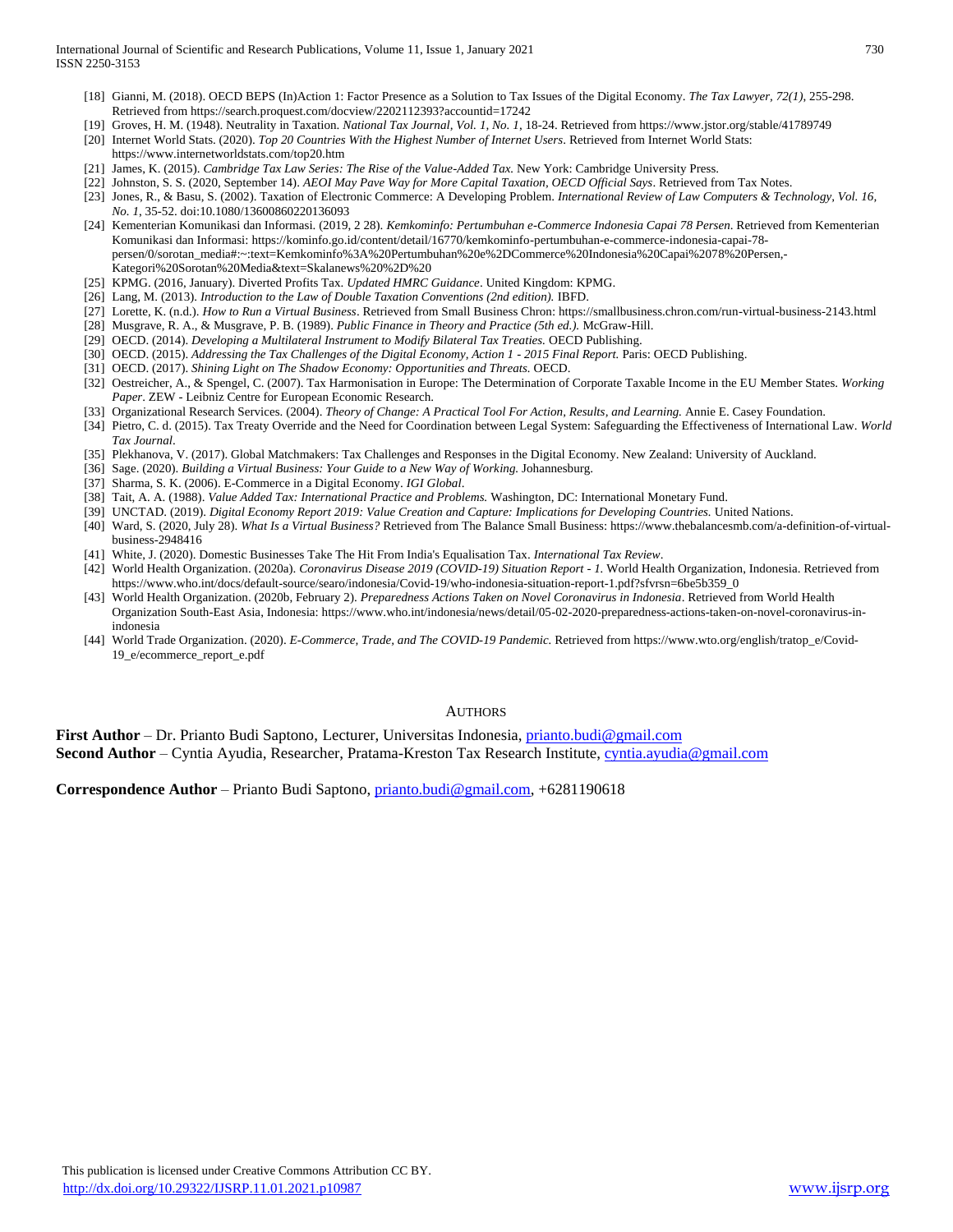[18] Gianni, M. (2018). OECD BEPS (In)Action 1: Factor Presence as a Solution to Tax Issues of the Digital Economy. *The Tax Lawyer, 72(1)*, 255-298. Retrieved from https://search.proquest.com/docview/2202112393?accountid=17242

[19] Groves, H. M. (1948). Neutrality in Taxation. *National Tax Journal, Vol. 1, No. 1*, 18-24. Retrieved from https://www.jstor.org/stable/41789749

[20] Internet World Stats. (2020). *Top 20 Countries With the Highest Number of Internet Users*. Retrieved from Internet World Stats: https://www.internetworldstats.com/top20.htm

[21] James, K. (2015). *Cambridge Tax Law Series: The Rise of the Value-Added Tax.* New York: Cambridge University Press.

[22] Johnston, S. S. (2020, September 14). *AEOI May Pave Way for More Capital Taxation, OECD Official Says*. Retrieved from Tax Notes.

[23] Jones, R., & Basu, S. (2002). Taxation of Electronic Commerce: A Developing Problem. *International Review of Law Computers & Technology, Vol. 16, No. 1*, 35-52. doi:10.1080/13600860220136093

[24] Kementerian Komunikasi dan Informasi. (2019, 2 28). *Kemkominfo: Pertumbuhan e-Commerce Indonesia Capai 78 Persen*. Retrieved from Kementerian Komunikasi dan Informasi: https://kominfo.go.id/content/detail/16770/kemkominfo-pertumbuhan-e-commerce-indonesia-capai-78-persen/0/sorotan_media#:~:text=Kemkominfo%3A%20Pertumbuhan%20e%2DCommerce%20Indonesia%20Capai%2078%20Persen,-Kategori%20Sorotan%20Media&text=Skalanews%20%2D%20

[25] KPMG. (2016, January). Diverted Profits Tax. *Updated HMRC Guidance*. United Kingdom: KPMG.

[26] Lang, M. (2013). *Introduction to the Law of Double Taxation Conventions (2nd edition).* IBFD.

[27] Lorette, K. (n.d.). *How to Run a Virtual Business*. Retrieved from Small Business Chron: https://smallbusiness.chron.com/run-virtual-business-2143.html

[28] Musgrave, R. A., & Musgrave, P. B. (1989). *Public Finance in Theory and Practice (5th ed.).* McGraw-Hill.

[29] OECD. (2014). *Developing a Multilateral Instrument to Modify Bilateral Tax Treaties.* OECD Publishing.

[30] OECD. (2015). *Addressing the Tax Challenges of the Digital Economy, Action 1 - 2015 Final Report.* Paris: OECD Publishing.

[31] OECD. (2017). *Shining Light on The Shadow Economy: Opportunities and Threats.* OECD.

[32] Oestreicher, A., & Spengel, C. (2007). Tax Harmonisation in Europe: The Determination of Corporate Taxable Income in the EU Member States. *Working Paper*. ZEW - Leibniz Centre for European Economic Research.

[33] Organizational Research Services. (2004). *Theory of Change: A Practical Tool For Action, Results, and Learning.* Annie E. Casey Foundation.

[34] Pietro, C. d. (2015). Tax Treaty Override and the Need for Coordination between Legal System: Safeguarding the Effectiveness of International Law. *World Tax Journal*.

[35] Plekhanova, V. (2017). Global Matchmakers: Tax Challenges and Responses in the Digital Economy. New Zealand: University of Auckland.

[36] Sage. (2020). *Building a Virtual Business: Your Guide to a New Way of Working.* Johannesburg.

[37] Sharma, S. K. (2006). E-Commerce in a Digital Economy. *IGI Global*.

[38] Tait, A. A. (1988). *Value Added Tax: International Practice and Problems.* Washington, DC: International Monetary Fund.

[39] UNCTAD. (2019). *Digital Economy Report 2019: Value Creation and Capture: Implications for Developing Countries.* United Nations.

[40] Ward, S. (2020, July 28). *What Is a Virtual Business?* Retrieved from The Balance Small Business: https://www.thebalancesmb.com/a-definition-of-virtual-business-2948416

[41] White, J. (2020). Domestic Businesses Take The Hit From India's Equalisation Tax. *International Tax Review*.

[42] World Health Organization. (2020a). *Coronavirus Disease 2019 (COVID-19) Situation Report - 1.* World Health Organization, Indonesia. Retrieved from https://www.who.int/docs/default-source/searo/indonesia/Covid-19/who-indonesia-situation-report-1.pdf?sfvrsn=6be5b359_0

[43] World Health Organization. (2020b, February 2). *Preparedness Actions Taken on Novel Coronavirus in Indonesia*. Retrieved from World Health Organization South-East Asia, Indonesia: https://www.who.int/indonesia/news/detail/05-02-2020-preparedness-actions-taken-on-novel-coronavirus-in-indonesia

[44] World Trade Organization. (2020). *E-Commerce, Trade, and The COVID-19 Pandemic.* Retrieved from https://www.wto.org/english/tratop_e/Covid-19_e/ecommerce_report_e.pdf

## Authors

**First Author** – Dr. Prianto Budi Saptono, Lecturer, Universitas Indonesia, prianto.budi@gmail.com
**Second Author** – Cyntia Ayudia, Researcher, Pratama-Kreston Tax Research Institute, cyntia.ayudia@gmail.com

**Correspondence Author** – Prianto Budi Saptono, prianto.budi@gmail.com, +6281190618